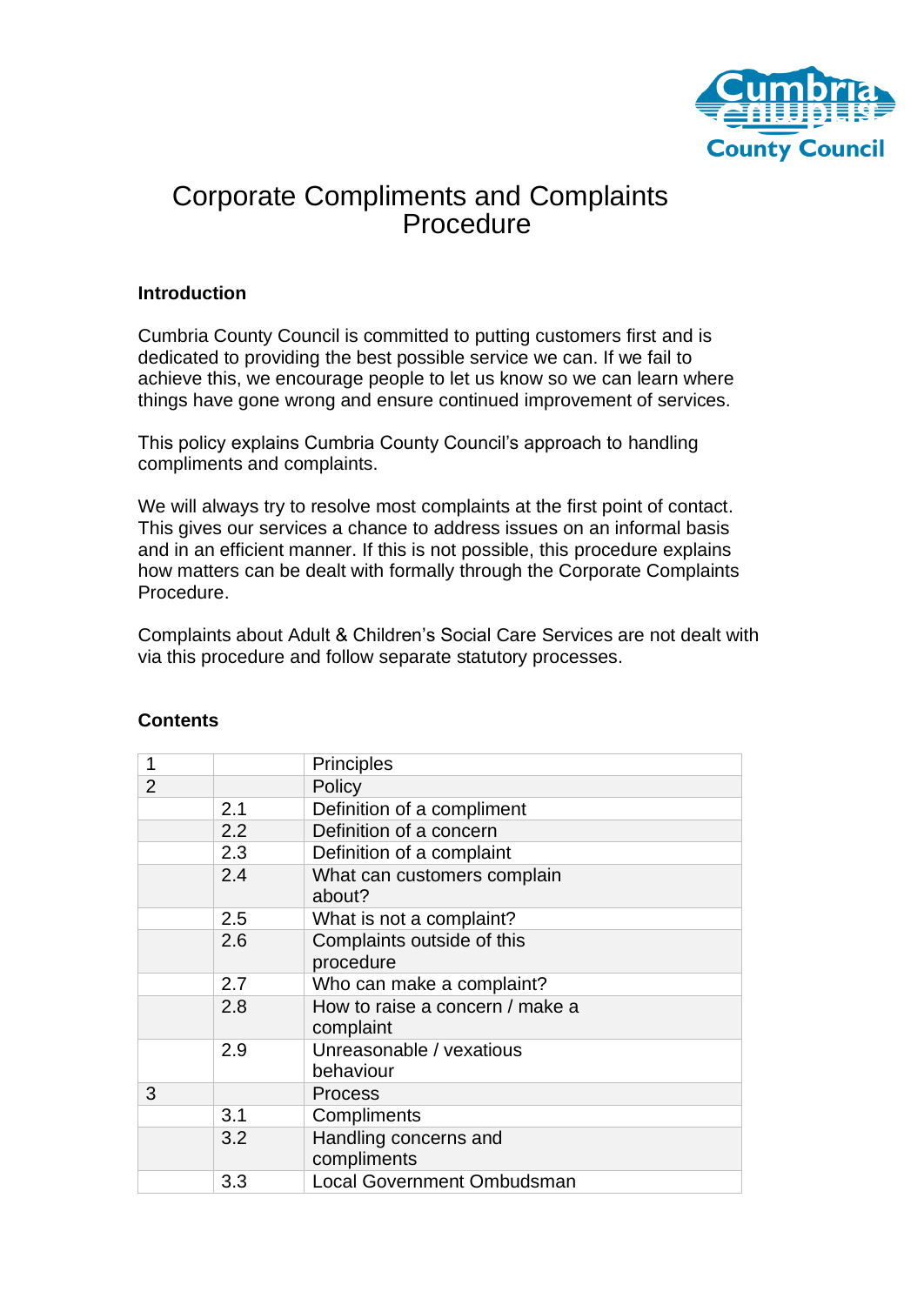# Corporate Compliments and Complaints Procedure

## Introduction

Cumbria County Council is committed to putting customers first and is dedicated to providing the best possible service we can. If we fail to achieve this, we encourage people to let us know so we can learn where things have gone wrong and ensure continued improvement of services.

This policy explains Cumbria County Council's approach to handling compliments and complaints.

We will always try to resolve most complaints at the first point of contact. This gives our services a chance to address issues on an informal basis and in an efficient manner. If this is not possible, this procedure explains how matters can be dealt with formally through the Corporate Complaints Procedure.

Complaints about Adult & Children's Social Care Services are not dealt with via this procedure and follow separate statutory processes.

## Contents

| | | |
|---|---|---|
| 1 | | Principles |
| 2 | | Policy |
| | 2.1 | Definition of a compliment |
| | 2.2 | Definition of a concern |
| | 2.3 | Definition of a complaint |
| | 2.4 | What can customers complain about? |
| | 2.5 | What is not a complaint? |
| | 2.6 | Complaints outside of this procedure |
| | 2.7 | Who can make a complaint? |
| | 2.8 | How to raise a concern / make a complaint |
| | 2.9 | Unreasonable / vexatious behaviour |
| 3 | | Process |
| | 3.1 | Compliments |
| | 3.2 | Handling concerns and compliments |
| | 3.3 | Local Government Ombudsman |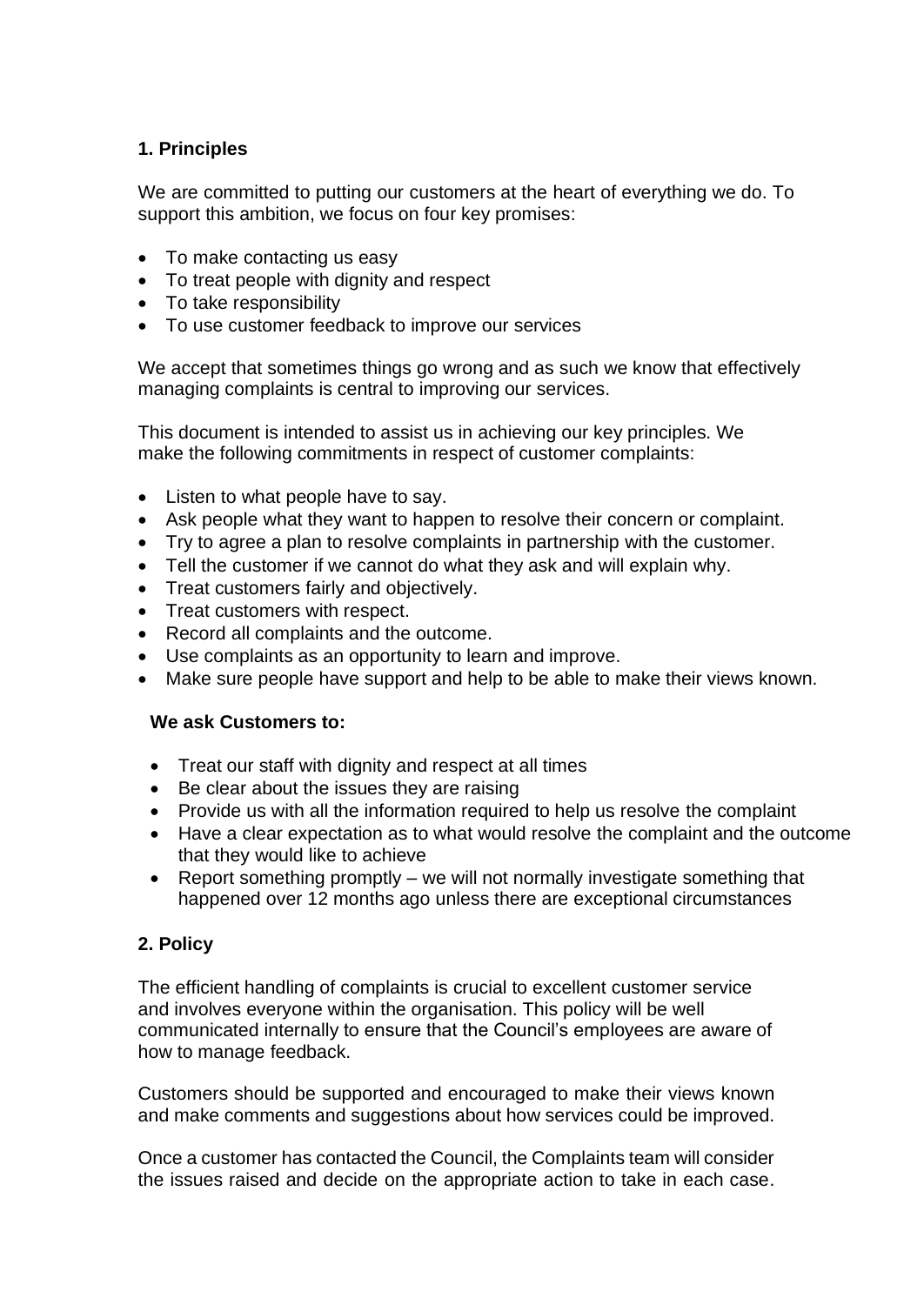## 1. Principles

We are committed to putting our customers at the heart of everything we do. To support this ambition, we focus on four key promises:

- To make contacting us easy
- To treat people with dignity and respect
- To take responsibility
- To use customer feedback to improve our services

We accept that sometimes things go wrong and as such we know that effectively managing complaints is central to improving our services.

This document is intended to assist us in achieving our key principles. We make the following commitments in respect of customer complaints:

- Listen to what people have to say.
- Ask people what they want to happen to resolve their concern or complaint.
- Try to agree a plan to resolve complaints in partnership with the customer.
- Tell the customer if we cannot do what they ask and will explain why.
- Treat customers fairly and objectively.
- Treat customers with respect.
- Record all complaints and the outcome.
- Use complaints as an opportunity to learn and improve.
- Make sure people have support and help to be able to make their views known.

**We ask Customers to:**

- Treat our staff with dignity and respect at all times
- Be clear about the issues they are raising
- Provide us with all the information required to help us resolve the complaint
- Have a clear expectation as to what would resolve the complaint and the outcome that they would like to achieve
- Report something promptly – we will not normally investigate something that happened over 12 months ago unless there are exceptional circumstances

## 2. Policy

The efficient handling of complaints is crucial to excellent customer service and involves everyone within the organisation. This policy will be well communicated internally to ensure that the Council's employees are aware of how to manage feedback.

Customers should be supported and encouraged to make their views known and make comments and suggestions about how services could be improved.

Once a customer has contacted the Council, the Complaints team will consider the issues raised and decide on the appropriate action to take in each case.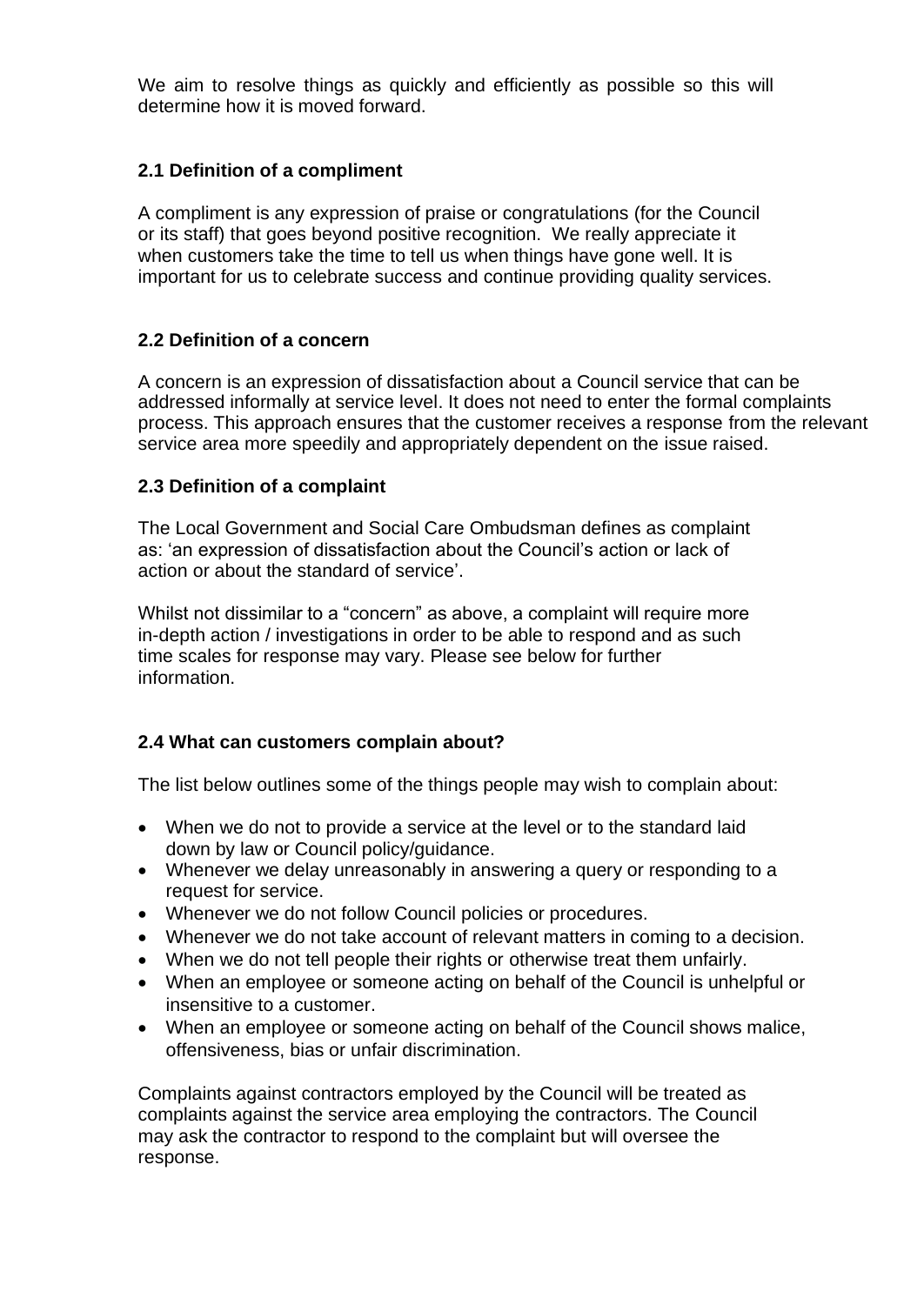We aim to resolve things as quickly and efficiently as possible so this will determine how it is moved forward.

### 2.1 Definition of a compliment

A compliment is any expression of praise or congratulations (for the Council or its staff) that goes beyond positive recognition. We really appreciate it when customers take the time to tell us when things have gone well. It is important for us to celebrate success and continue providing quality services.

### 2.2 Definition of a concern

A concern is an expression of dissatisfaction about a Council service that can be addressed informally at service level. It does not need to enter the formal complaints process. This approach ensures that the customer receives a response from the relevant service area more speedily and appropriately dependent on the issue raised.

### 2.3 Definition of a complaint

The Local Government and Social Care Ombudsman defines as complaint as: 'an expression of dissatisfaction about the Council's action or lack of action or about the standard of service'.

Whilst not dissimilar to a "concern" as above, a complaint will require more in-depth action / investigations in order to be able to respond and as such time scales for response may vary. Please see below for further information.

### 2.4 What can customers complain about?

The list below outlines some of the things people may wish to complain about:

- When we do not to provide a service at the level or to the standard laid down by law or Council policy/guidance.
- Whenever we delay unreasonably in answering a query or responding to a request for service.
- Whenever we do not follow Council policies or procedures.
- Whenever we do not take account of relevant matters in coming to a decision.
- When we do not tell people their rights or otherwise treat them unfairly.
- When an employee or someone acting on behalf of the Council is unhelpful or insensitive to a customer.
- When an employee or someone acting on behalf of the Council shows malice, offensiveness, bias or unfair discrimination.

Complaints against contractors employed by the Council will be treated as complaints against the service area employing the contractors. The Council may ask the contractor to respond to the complaint but will oversee the response.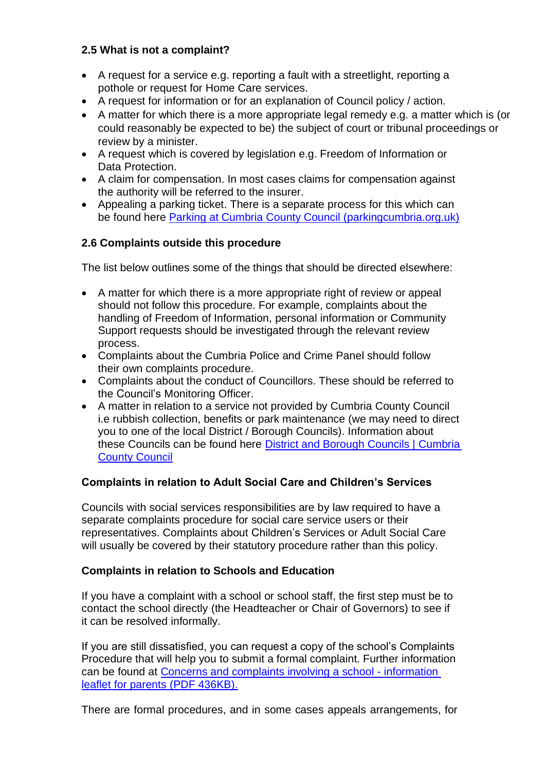### 2.5 What is not a complaint?

- A request for a service e.g. reporting a fault with a streetlight, reporting a pothole or request for Home Care services.
- A request for information or for an explanation of Council policy / action.
- A matter for which there is a more appropriate legal remedy e.g. a matter which is (or could reasonably be expected to be) the subject of court or tribunal proceedings or review by a minister.
- A request which is covered by legislation e.g. Freedom of Information or Data Protection.
- A claim for compensation. In most cases claims for compensation against the authority will be referred to the insurer.
- Appealing a parking ticket. There is a separate process for this which can be found here [Parking at Cumbria County Council (parkingcumbria.org.uk)]()

### 2.6 Complaints outside this procedure

The list below outlines some of the things that should be directed elsewhere:

- A matter for which there is a more appropriate right of review or appeal should not follow this procedure. For example, complaints about the handling of Freedom of Information, personal information or Community Support requests should be investigated through the relevant review process.
- Complaints about the Cumbria Police and Crime Panel should follow their own complaints procedure.
- Complaints about the conduct of Councillors. These should be referred to the Council's Monitoring Officer.
- A matter in relation to a service not provided by Cumbria County Council i.e rubbish collection, benefits or park maintenance (we may need to direct you to one of the local District / Borough Councils). Information about these Councils can be found here [District and Borough Councils | Cumbria County Council]()

**Complaints in relation to Adult Social Care and Children's Services**

Councils with social services responsibilities are by law required to have a separate complaints procedure for social care service users or their representatives. Complaints about Children's Services or Adult Social Care will usually be covered by their statutory procedure rather than this policy.

**Complaints in relation to Schools and Education**

If you have a complaint with a school or school staff, the first step must be to contact the school directly (the Headteacher or Chair of Governors) to see if it can be resolved informally.

If you are still dissatisfied, you can request a copy of the school's Complaints Procedure that will help you to submit a formal complaint. Further information can be found at [Concerns and complaints involving a school - information leaflet for parents (PDF 436KB).]()

There are formal procedures, and in some cases appeals arrangements, for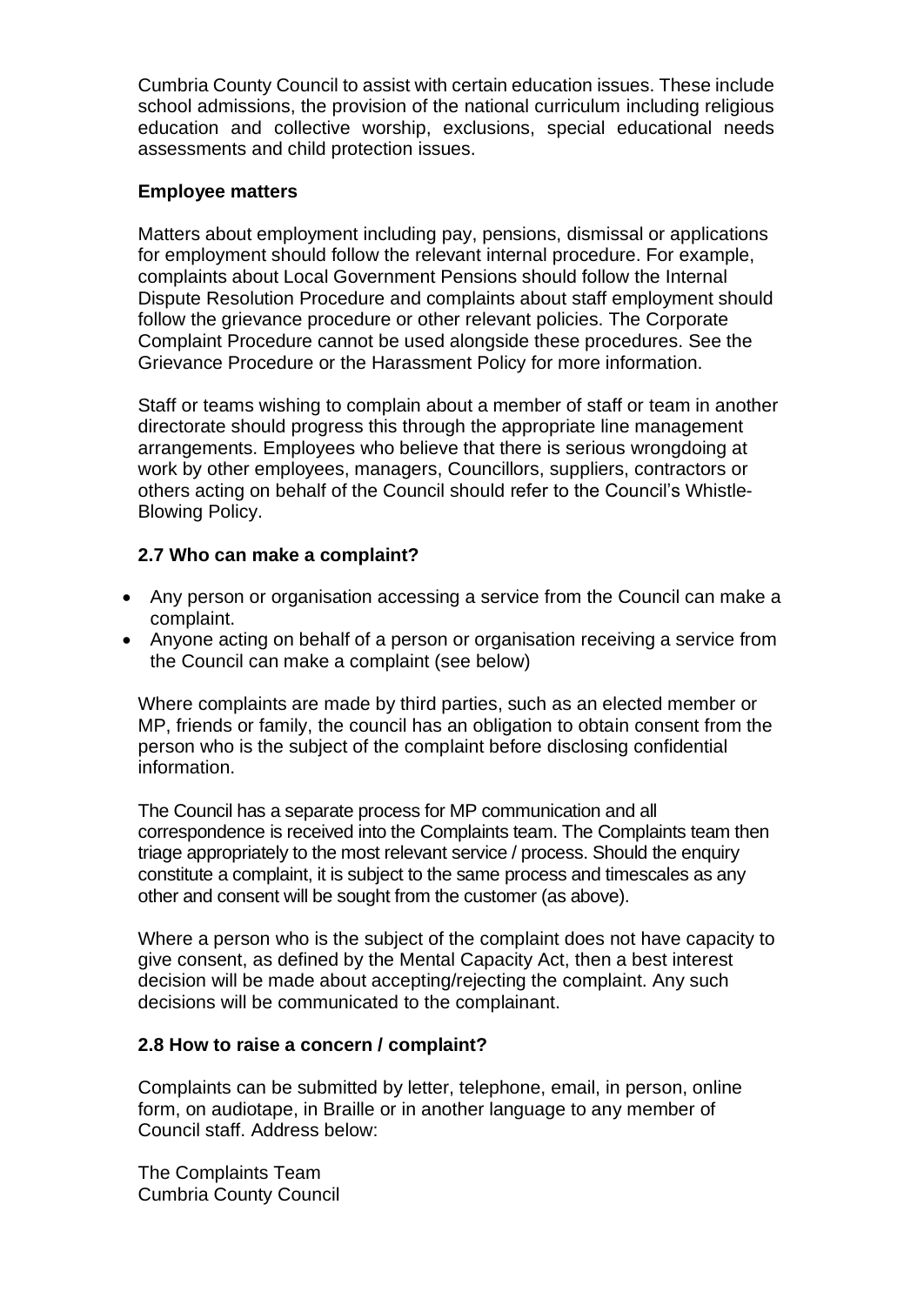Cumbria County Council to assist with certain education issues. These include school admissions, the provision of the national curriculum including religious education and collective worship, exclusions, special educational needs assessments and child protection issues.

**Employee matters**

Matters about employment including pay, pensions, dismissal or applications for employment should follow the relevant internal procedure. For example, complaints about Local Government Pensions should follow the Internal Dispute Resolution Procedure and complaints about staff employment should follow the grievance procedure or other relevant policies. The Corporate Complaint Procedure cannot be used alongside these procedures. See the Grievance Procedure or the Harassment Policy for more information.

Staff or teams wishing to complain about a member of staff or team in another directorate should progress this through the appropriate line management arrangements. Employees who believe that there is serious wrongdoing at work by other employees, managers, Councillors, suppliers, contractors or others acting on behalf of the Council should refer to the Council's Whistle-Blowing Policy.

### 2.7 Who can make a complaint?

- Any person or organisation accessing a service from the Council can make a complaint.
- Anyone acting on behalf of a person or organisation receiving a service from the Council can make a complaint (see below)

Where complaints are made by third parties, such as an elected member or MP, friends or family, the council has an obligation to obtain consent from the person who is the subject of the complaint before disclosing confidential information.

The Council has a separate process for MP communication and all correspondence is received into the Complaints team. The Complaints team then triage appropriately to the most relevant service / process. Should the enquiry constitute a complaint, it is subject to the same process and timescales as any other and consent will be sought from the customer (as above).

Where a person who is the subject of the complaint does not have capacity to give consent, as defined by the Mental Capacity Act, then a best interest decision will be made about accepting/rejecting the complaint. Any such decisions will be communicated to the complainant.

### 2.8 How to raise a concern / complaint?

Complaints can be submitted by letter, telephone, email, in person, online form, on audiotape, in Braille or in another language to any member of Council staff. Address below:

The Complaints Team
Cumbria County Council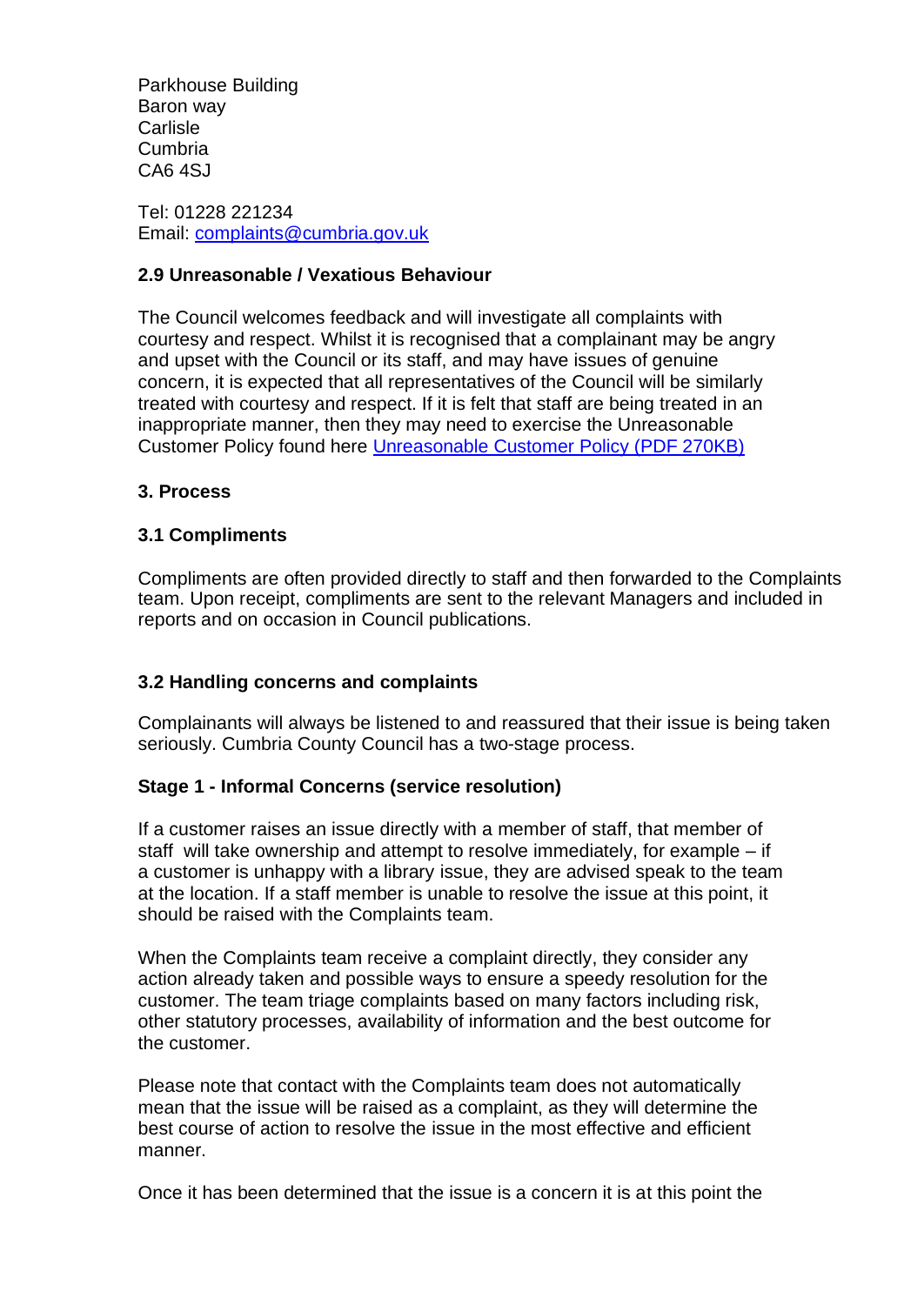Parkhouse Building
Baron way
Carlisle
Cumbria
CA6 4SJ

Tel: 01228 221234
Email: [complaints@cumbria.gov.uk](mailto:complaints@cumbria.gov.uk)

**2.9 Unreasonable / Vexatious Behaviour**

The Council welcomes feedback and will investigate all complaints with courtesy and respect. Whilst it is recognised that a complainant may be angry and upset with the Council or its staff, and may have issues of genuine concern, it is expected that all representatives of the Council will be similarly treated with courtesy and respect. If it is felt that staff are being treated in an inappropriate manner, then they may need to exercise the Unreasonable Customer Policy found here Unreasonable Customer Policy (PDF 270KB)

## 3. Process

### 3.1 Compliments

Compliments are often provided directly to staff and then forwarded to the Complaints team. Upon receipt, compliments are sent to the relevant Managers and included in reports and on occasion in Council publications.

### 3.2 Handling concerns and complaints

Complainants will always be listened to and reassured that their issue is being taken seriously. Cumbria County Council has a two-stage process.

**Stage 1 - Informal Concerns (service resolution)**

If a customer raises an issue directly with a member of staff, that member of staff will take ownership and attempt to resolve immediately, for example – if a customer is unhappy with a library issue, they are advised speak to the team at the location. If a staff member is unable to resolve the issue at this point, it should be raised with the Complaints team.

When the Complaints team receive a complaint directly, they consider any action already taken and possible ways to ensure a speedy resolution for the customer. The team triage complaints based on many factors including risk, other statutory processes, availability of information and the best outcome for the customer.

Please note that contact with the Complaints team does not automatically mean that the issue will be raised as a complaint, as they will determine the best course of action to resolve the issue in the most effective and efficient manner.

Once it has been determined that the issue is a concern it is at this point the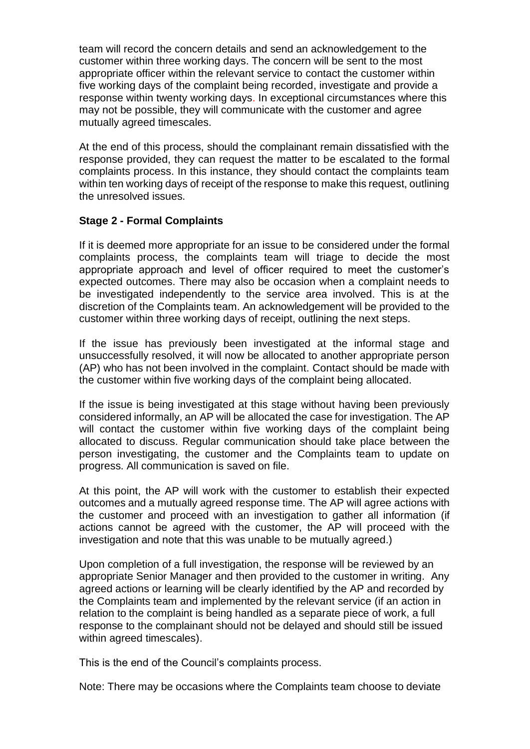team will record the concern details and send an acknowledgement to the customer within three working days. The concern will be sent to the most appropriate officer within the relevant service to contact the customer within five working days of the complaint being recorded, investigate and provide a response within twenty working days. In exceptional circumstances where this may not be possible, they will communicate with the customer and agree mutually agreed timescales.

At the end of this process, should the complainant remain dissatisfied with the response provided, they can request the matter to be escalated to the formal complaints process. In this instance, they should contact the complaints team within ten working days of receipt of the response to make this request, outlining the unresolved issues.

**Stage 2 - Formal Complaints**

If it is deemed more appropriate for an issue to be considered under the formal complaints process, the complaints team will triage to decide the most appropriate approach and level of officer required to meet the customer's expected outcomes. There may also be occasion when a complaint needs to be investigated independently to the service area involved. This is at the discretion of the Complaints team. An acknowledgement will be provided to the customer within three working days of receipt, outlining the next steps.

If the issue has previously been investigated at the informal stage and unsuccessfully resolved, it will now be allocated to another appropriate person (AP) who has not been involved in the complaint. Contact should be made with the customer within five working days of the complaint being allocated.

If the issue is being investigated at this stage without having been previously considered informally, an AP will be allocated the case for investigation. The AP will contact the customer within five working days of the complaint being allocated to discuss. Regular communication should take place between the person investigating, the customer and the Complaints team to update on progress. All communication is saved on file.

At this point, the AP will work with the customer to establish their expected outcomes and a mutually agreed response time. The AP will agree actions with the customer and proceed with an investigation to gather all information (if actions cannot be agreed with the customer, the AP will proceed with the investigation and note that this was unable to be mutually agreed.)

Upon completion of a full investigation, the response will be reviewed by an appropriate Senior Manager and then provided to the customer in writing. Any agreed actions or learning will be clearly identified by the AP and recorded by the Complaints team and implemented by the relevant service (if an action in relation to the complaint is being handled as a separate piece of work, a full response to the complainant should not be delayed and should still be issued within agreed timescales).

This is the end of the Council's complaints process.

Note: There may be occasions where the Complaints team choose to deviate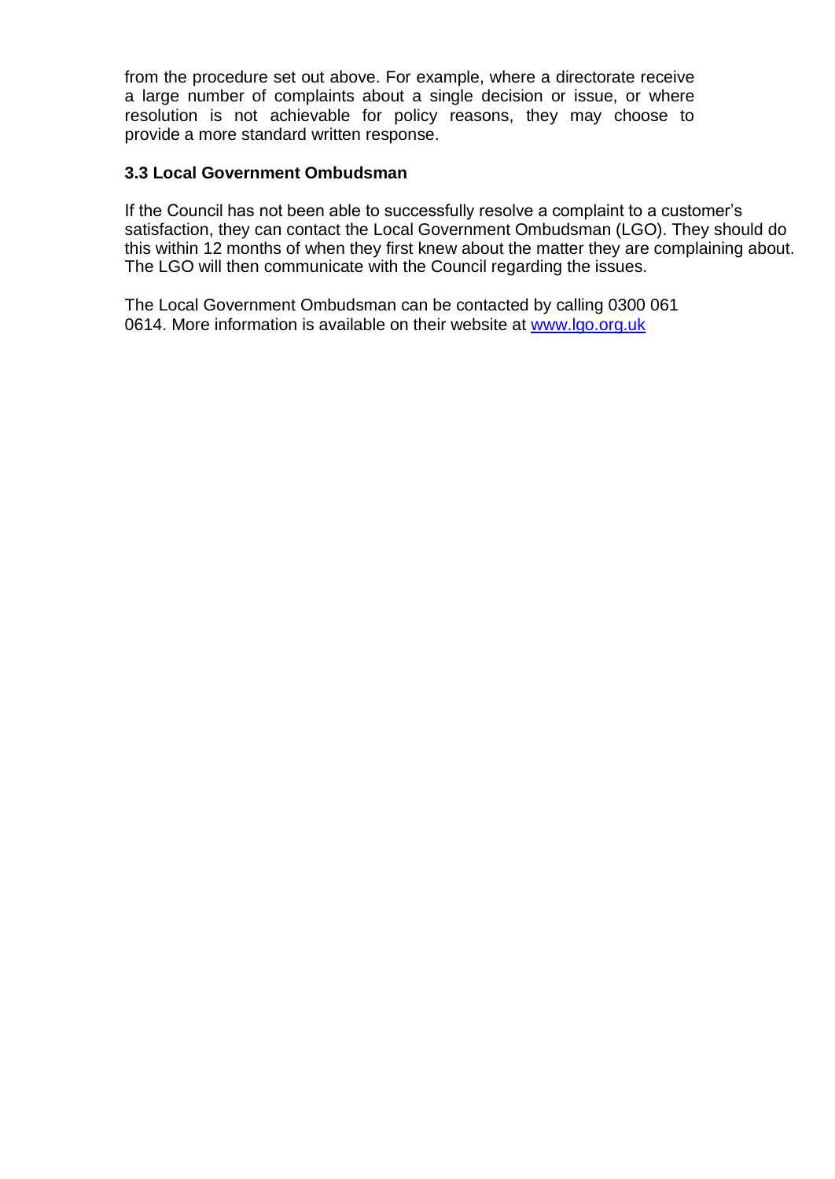from the procedure set out above. For example, where a directorate receive a large number of complaints about a single decision or issue, or where resolution is not achievable for policy reasons, they may choose to provide a more standard written response.

### 3.3 Local Government Ombudsman

If the Council has not been able to successfully resolve a complaint to a customer's satisfaction, they can contact the Local Government Ombudsman (LGO). They should do this within 12 months of when they first knew about the matter they are complaining about. The LGO will then communicate with the Council regarding the issues.

The Local Government Ombudsman can be contacted by calling 0300 061 0614. More information is available on their website at [www.lgo.org.uk](http://www.lgo.org.uk)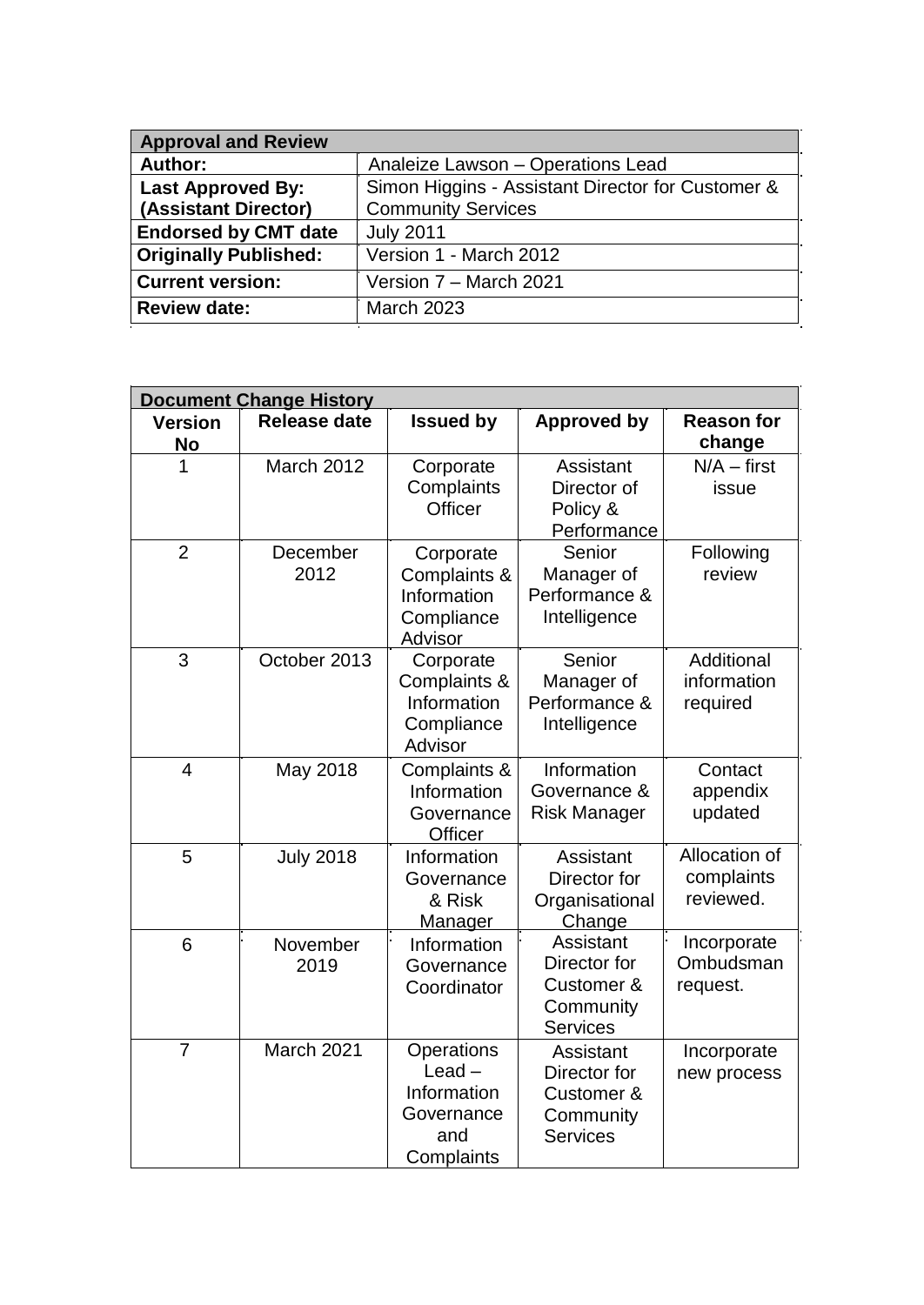| Approval and Review | |
|---|---|
| **Author:** | Analeize Lawson – Operations Lead |
| **Last Approved By: (Assistant Director)** | Simon Higgins - Assistant Director for Customer & Community Services |
| **Endorsed by CMT date** | July 2011 |
| **Originally Published:** | Version 1 - March 2012 |
| **Current version:** | Version 7 – March 2021 |
| **Review date:** | March 2023 |

| Document Change History | | | | |
|---|---|---|---|---|
| **Version No** | **Release date** | **Issued by** | **Approved by** | **Reason for change** |
| 1 | March 2012 | Corporate Complaints Officer | Assistant Director of Policy & Performance | N/A – first issue |
| 2 | December 2012 | Corporate Complaints & Information Compliance Advisor | Senior Manager of Performance & Intelligence | Following review |
| 3 | October 2013 | Corporate Complaints & Information Compliance Advisor | Senior Manager of Performance & Intelligence | Additional information required |
| 4 | May 2018 | Complaints & Information Governance Officer | Information Governance & Risk Manager | Contact appendix updated |
| 5 | July 2018 | Information Governance & Risk Manager | Assistant Director for Organisational Change | Allocation of complaints reviewed. |
| 6 | November 2019 | Information Governance Coordinator | Assistant Director for Customer & Community Services | Incorporate Ombudsman request. |
| 7 | March 2021 | Operations Lead – Information Governance and Complaints | Assistant Director for Customer & Community Services | Incorporate new process |